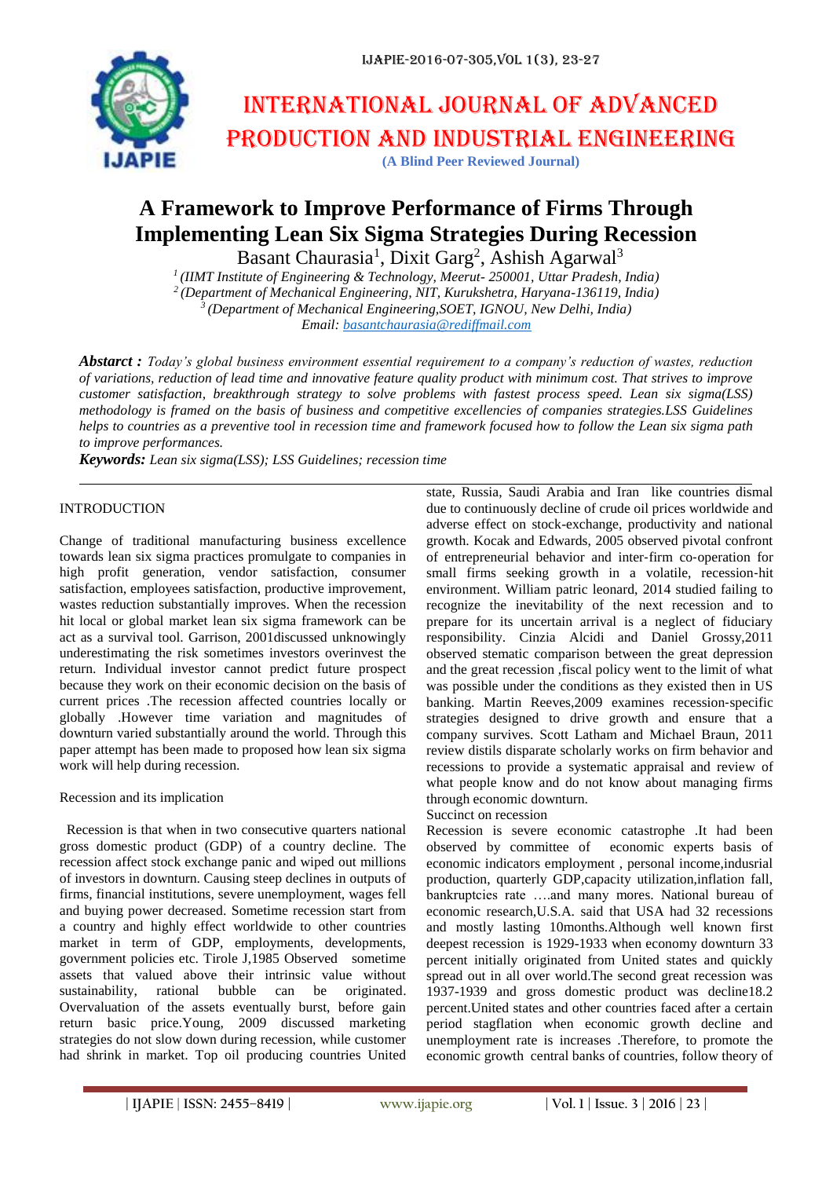# A Framework to Improve Performance of Firms Through Implementing Lean Six Sigma Strategies During Recession

Basant Chaurasia[1], Dixit Garg[2], Ashish Agarwal[3]

[1] *(IIMT Institute of Engineering & Technology, Meerut- 250001, Uttar Pradesh, India)*
[2] *(Department of Mechanical Engineering, NIT, Kurukshetra, Haryana-136119, India)*
[3] *(Department of Mechanical Engineering,SOET, IGNOU, New Delhi, India)*
*Email: basantchaurasia@rediffmail.com*

***Abstarct :*** *Today's global business environment essential requirement to a company's reduction of wastes, reduction of variations, reduction of lead time and innovative feature quality product with minimum cost. That strives to improve customer satisfaction, breakthrough strategy to solve problems with fastest process speed. Lean six sigma(LSS) methodology is framed on the basis of business and competitive excellencies of companies strategies.LSS Guidelines helps to countries as a preventive tool in recession time and framework focused how to follow the Lean six sigma path to improve performances.*

***Keywords:*** *Lean six sigma(LSS); LSS Guidelines; recession time*

## INTRODUCTION

Change of traditional manufacturing business excellence towards lean six sigma practices promulgate to companies in high profit generation, vendor satisfaction, consumer satisfaction, employees satisfaction, productive improvement, wastes reduction substantially improves. When the recession hit local or global market lean six sigma framework can be act as a survival tool. Garrison, 2001discussed unknowingly underestimating the risk sometimes investors overinvest the return. Individual investor cannot predict future prospect because they work on their economic decision on the basis of current prices .The recession affected countries locally or globally .However time variation and magnitudes of downturn varied substantially around the world. Through this paper attempt has been made to proposed how lean six sigma work will help during recession.

### Recession and its implication

Recession is that when in two consecutive quarters national gross domestic product (GDP) of a country decline. The recession affect stock exchange panic and wiped out millions of investors in downturn. Causing steep declines in outputs of firms, financial institutions, severe unemployment, wages fell and buying power decreased. Sometime recession start from a country and highly effect worldwide to other countries market in term of GDP, employments, developments, government policies etc. Tirole J,1985 Observed sometime assets that valued above their intrinsic value without sustainability, rational bubble can be originated. Overvaluation of the assets eventually burst, before gain return basic price.Young, 2009 discussed marketing strategies do not slow down during recession, while customer had shrink in market. Top oil producing countries United state, Russia, Saudi Arabia and Iran like countries dismal due to continuously decline of crude oil prices worldwide and adverse effect on stock-exchange, productivity and national growth. Kocak and Edwards, 2005 observed pivotal confront of entrepreneurial behavior and inter-firm co-operation for small firms seeking growth in a volatile, recession-hit environment. William patric leonard, 2014 studied failing to recognize the inevitability of the next recession and to prepare for its uncertain arrival is a neglect of fiduciary responsibility. Cinzia Alcidi and Daniel Grossy,2011 observed stematic comparison between the great depression and the great recession ,fiscal policy went to the limit of what was possible under the conditions as they existed then in US banking. Martin Reeves,2009 examines recession-specific strategies designed to drive growth and ensure that a company survives. Scott Latham and Michael Braun, 2011 review distils disparate scholarly works on firm behavior and recessions to provide a systematic appraisal and review of what people know and do not know about managing firms through economic downturn.

### Succinct on recession

Recession is severe economic catastrophe .It had been observed by committee of economic experts basis of economic indicators employment , personal income,indusrial production, quarterly GDP,capacity utilization,inflation fall, bankruptcies rate ….and many mores. National bureau of economic research,U.S.A. said that USA had 32 recessions and mostly lasting 10months.Although well known first deepest recession is 1929-1933 when economy downturn 33 percent initially originated from United states and quickly spread out in all over world.The second great recession was 1937-1939 and gross domestic product was decline18.2 percent.United states and other countries faced after a certain period stagflation when economic growth decline and unemployment rate is increases .Therefore, to promote the economic growth central banks of countries, follow theory of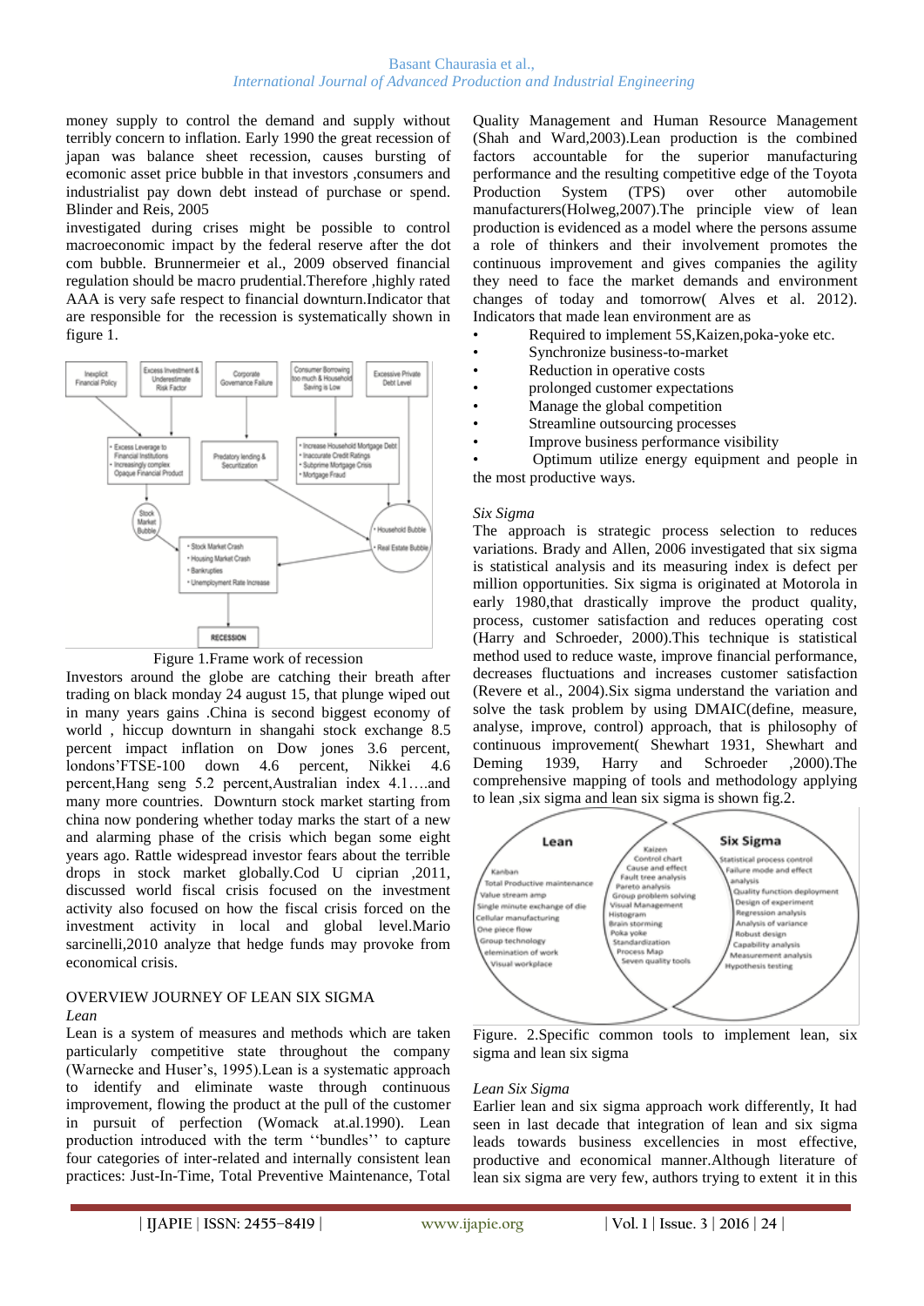money supply to control the demand and supply without terribly concern to inflation. Early 1990 the great recession of japan was balance sheet recession, causes bursting of ecomonic asset price bubble in that investors ,consumers and industrialist pay down debt instead of purchase or spend. Blinder and Reis, 2005

investigated during crises might be possible to control macroeconomic impact by the federal reserve after the dot com bubble. Brunnermeier et al., 2009 observed financial regulation should be macro prudential.Therefore ,highly rated AAA is very safe respect to financial downturn.Indicator that are responsible for the recession is systematically shown in figure 1.

Figure 1.Frame work of recession

Investors around the globe are catching their breath after trading on black monday 24 august 15, that plunge wiped out in many years gains .China is second biggest economy of world , hiccup downturn in shangahi stock exchange 8.5 percent impact inflation on Dow jones 3.6 percent, londons'FTSE-100 down 4.6 percent, Nikkei 4.6 percent,Hang seng 5.2 percent,Australian index 4.1….and many more countries. Downturn stock market starting from china now pondering whether today marks the start of a new and alarming phase of the crisis which began some eight years ago. Rattle widespread investor fears about the terrible drops in stock market globally.Cod U ciprian ,2011, discussed world fiscal crisis focused on the investment activity also focused on how the fiscal crisis forced on the investment activity in local and global level.Mario sarcinelli,2010 analyze that hedge funds may provoke from economical crisis.

## OVERVIEW JOURNEY OF LEAN SIX SIGMA

### *Lean*

Lean is a system of measures and methods which are taken particularly competitive state throughout the company (Warnecke and Huser's, 1995).Lean is a systematic approach to identify and eliminate waste through continuous improvement, flowing the product at the pull of the customer in pursuit of perfection (Womack at.al.1990). Lean production introduced with the term ''bundles'' to capture four categories of inter-related and internally consistent lean practices: Just-In-Time, Total Preventive Maintenance, Total Quality Management and Human Resource Management (Shah and Ward,2003).Lean production is the combined factors accountable for the superior manufacturing performance and the resulting competitive edge of the Toyota Production System (TPS) over other automobile manufacturers(Holweg,2007).The principle view of lean production is evidenced as a model where the persons assume a role of thinkers and their involvement promotes the continuous improvement and gives companies the agility they need to face the market demands and environment changes of today and tomorrow( Alves et al. 2012). Indicators that made lean environment are as

- Required to implement 5S,Kaizen,poka-yoke etc.
- Synchronize business-to-market
- Reduction in operative costs
- prolonged customer expectations
- Manage the global competition
- Streamline outsourcing processes
- Improve business performance visibility
- Optimum utilize energy equipment and people in the most productive ways.

### *Six Sigma*

The approach is strategic process selection to reduces variations. Brady and Allen, 2006 investigated that six sigma is statistical analysis and its measuring index is defect per million opportunities. Six sigma is originated at Motorola in early 1980,that drastically improve the product quality, process, customer satisfaction and reduces operating cost (Harry and Schroeder, 2000).This technique is statistical method used to reduce waste, improve financial performance, decreases fluctuations and increases customer satisfaction (Revere et al., 2004).Six sigma understand the variation and solve the task problem by using DMAIC(define, measure, analyse, improve, control) approach, that is philosophy of continuous improvement( Shewhart 1931, Shewhart and Deming 1939, Harry and Schroeder ,2000).The comprehensive mapping of tools and methodology applying to lean ,six sigma and lean six sigma is shown fig.2.

Figure. 2.Specific common tools to implement lean, six sigma and lean six sigma

### *Lean Six Sigma*

Earlier lean and six sigma approach work differently, It had seen in last decade that integration of lean and six sigma leads towards business excellencies in most effective, productive and economical manner.Although literature of lean six sigma are very few, authors trying to extent it in this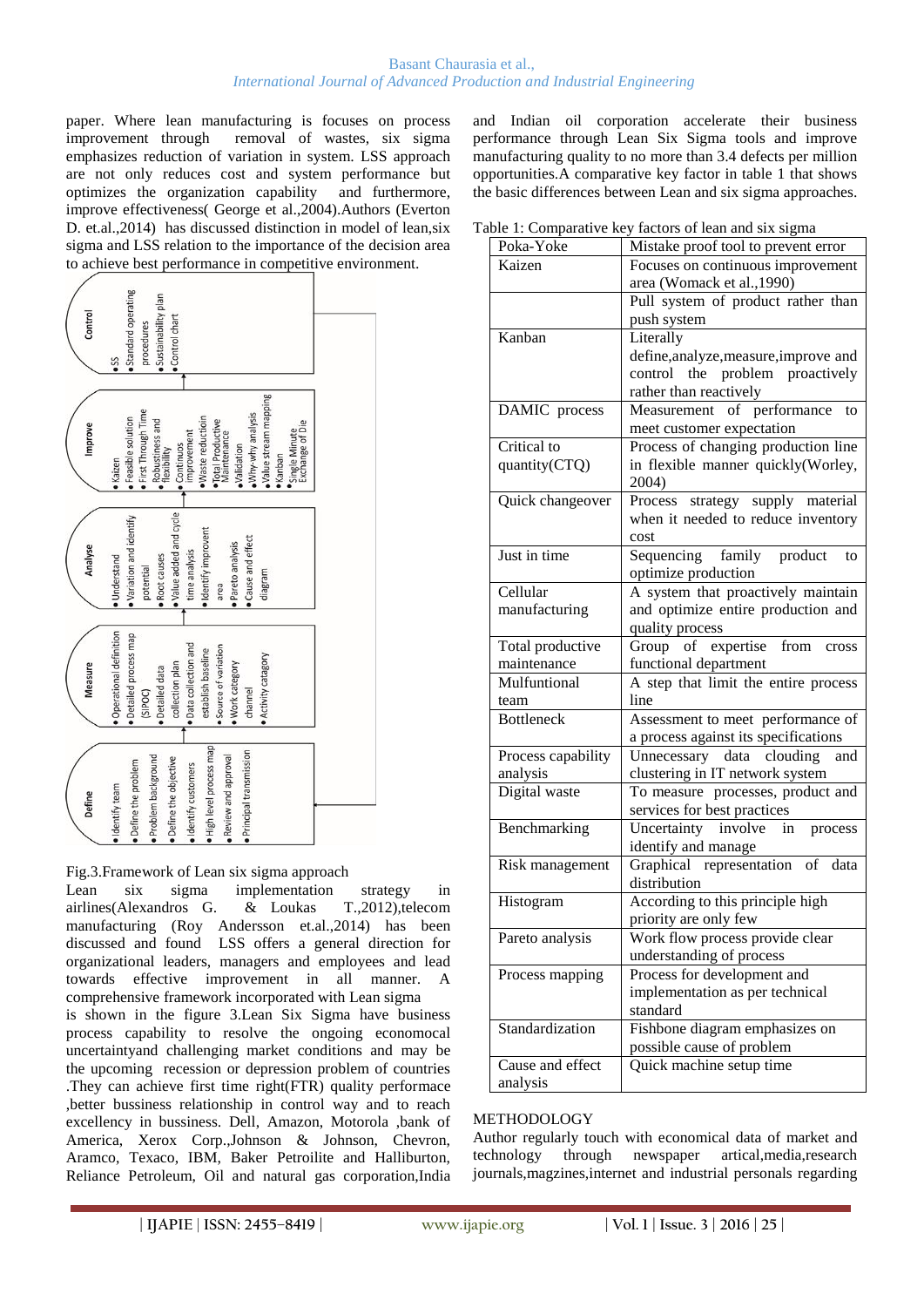paper. Where lean manufacturing is focuses on process improvement through removal of wastes, six sigma emphasizes reduction of variation in system. LSS approach are not only reduces cost and system performance but optimizes the organization capability and furthermore, improve effectiveness( George et al.,2004).Authors (Everton D. et.al.,2014) has discussed distinction in model of lean,six sigma and LSS relation to the importance of the decision area to achieve best performance in competitive environment.

**Define**
- Identify team
- Define the problem
- Problem background
- Define the objective
- Identify customers
- High level process map
- Review and approval
- Principal transmission

**Measure**
- Operational definition
- Detailed process map (SIPOC)
- Detailed data collection plan
- Data collection and establish baseline
- Source of variation
- Work category channel
- Activity catagory

**Analyse**
- Understand
- Variation and identify potential
- Root causes
- Value added and cycle time analysis
- Identify improvent area
- Pareto analysis
- Cause and effect diagram

**Improve**
- Kaizen
- Feasible solution
- First Through Time
- Robustiness and flexibility
- Continuos improvement
- Waste reductioin
- Total Productive Maintenance
- Validation
- Why-why analysis
- Value stream mapping
- Kanban
- Single Minute Exchange of Die

**Control**
- 5S
- Standard operating procedures
- Sustainability plan
- Control chart

Fig.3.Framework of Lean six sigma approach

Lean six sigma implementation strategy in airlines(Alexandros G. & Loukas T.,2012),telecom manufacturing (Roy Andersson et.al.,2014) has been discussed and found LSS offers a general direction for organizational leaders, managers and employees and lead towards effective improvement in all manner. A comprehensive framework incorporated with Lean sigma is shown in the figure 3.Lean Six Sigma have business process capability to resolve the ongoing economical uncertaintyand challenging market conditions and may be the upcoming recession or depression problem of countries .They can achieve first time right(FTR) quality performace ,better bussiness relationship in control way and to reach excellency in bussiness. Dell, Amazon, Motorola ,bank of America, Xerox Corp.,Johnson & Johnson, Chevron, Aramco, Texaco, IBM, Baker Petroilite and Halliburton, Reliance Petroleum, Oil and natural gas corporation,India and Indian oil corporation accelerate their business performance through Lean Six Sigma tools and improve manufacturing quality to no more than 3.4 defects per million opportunities.A comparative key factor in table 1 that shows the basic differences between Lean and six sigma approaches.

Table 1: Comparative key factors of lean and six sigma

| | |
|---|---|
| Poka-Yoke | Mistake proof tool to prevent error |
| Kaizen | Focuses on continuous improvement area (Womack et al.,1990) |
| | Pull system of product rather than push system |
| Kanban | Literally define,analyze,measure,improve and control the problem proactively rather than reactively |
| DAMIC process | Measurement of performance to meet customer expectation |
| Critical to quantity(CTQ) | Process of changing production line in flexible manner quickly(Worley, 2004) |
| Quick changeover | Process strategy supply material when it needed to reduce inventory cost |
| Just in time | Sequencing family product to optimize production |
| Cellular manufacturing | A system that proactively maintain and optimize entire production and quality process |
| Total productive maintenance | Group of expertise from cross functional department |
| Mulfuntional team | A step that limit the entire process line |
| Bottleneck | Assessment to meet performance of a process against its specifications |
| Process capability analysis | Unnecessary data clouding and clustering in IT network system |
| Digital waste | To measure processes, product and services for best practices |
| Benchmarking | Uncertainty involve in process identify and manage |
| Risk management | Graphical representation of data distribution |
| Histogram | According to this principle high priority are only few |
| Pareto analysis | Work flow process provide clear understanding of process |
| Process mapping | Process for development and implementation as per technical standard |
| Standardization | Fishbone diagram emphasizes on possible cause of problem |
| Cause and effect analysis | Quick machine setup time |

## METHODOLOGY

Author regularly touch with economical data of market and technology through newspaper artical,media,research journals,magzines,internet and industrial personals regarding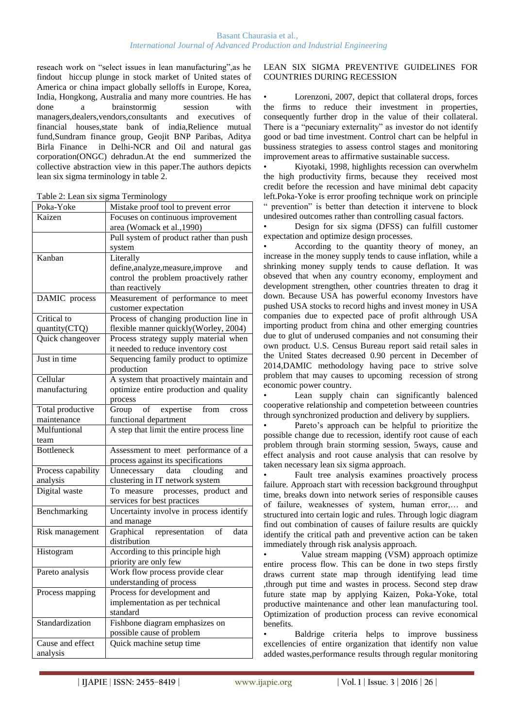reseach work on "select issues in lean manufacturing",as he findout hiccup plunge in stock market of United states of America or china impact globally selloffs in Europe, Korea, India, Hongkong, Australia and many more countries. He has done a brainstormig session with managers,dealers,vendors,consultants and executives of financial houses,state bank of india,Relience mutual fund,Sundram finance group, Geojit BNP Paribas, Aditya Birla Finance in Delhi-NCR and Oil and natural gas corporation(ONGC) dehradun.At the end summerized the collective abstraction view in this paper.The authors depicts lean six sigma terminology in table 2.

Table 2: Lean six sigma Terminology

| Poka-Yoke | Mistake proof tool to prevent error |
|---|---|
| Kaizen | Focuses on continuous improvement area (Womack et al.,1990) |
| | Pull system of product rather than push system |
| Kanban | Literally define,analyze,measure,improve and control the problem proactively rather than reactively |
| DAMIC process | Measurement of performance to meet customer expectation |
| Critical to quantity(CTQ) | Process of changing production line in flexible manner quickly(Worley, 2004) |
| Quick changeover | Process strategy supply material when it needed to reduce inventory cost |
| Just in time | Sequencing family product to optimize production |
| Cellular manufacturing | A system that proactively maintain and optimize entire production and quality process |
| Total productive maintenance | Group of expertise from cross functional department |
| Mulfuntional team | A step that limit the entire process line |
| Bottleneck | Assessment to meet performance of a process against its specifications |
| Process capability analysis | Unnecessary data clouding and clustering in IT network system |
| Digital waste | To measure processes, product and services for best practices |
| Benchmarking | Uncertainty involve in process identify and manage |
| Risk management | Graphical representation of data distribution |
| Histogram | According to this principle high priority are only few |
| Pareto analysis | Work flow process provide clear understanding of process |
| Process mapping | Process for development and implementation as per technical standard |
| Standardization | Fishbone diagram emphasizes on possible cause of problem |
| Cause and effect analysis | Quick machine setup time |

LEAN SIX SIGMA PREVENTIVE GUIDELINES FOR COUNTRIES DURING RECESSION

- Lorenzoni, 2007, depict that collateral drops, forces the firms to reduce their investment in properties, consequently further drop in the value of their collateral. There is a "pecuniary externality" as investor do not identify good or bad time investment. Control chart can be helpful in bussiness strategies to assess control stages and monitoring improvement areas to affirmative sustainable success.
- Kiyotaki, 1998, highlights recession can overwhelm the high productivity firms, because they received most credit before the recession and have minimal debt capacity left.Poka-Yoke is error proofing technique work on principle " prevention" is better than detection it intervene to block undesired outcomes rather than controlling casual factors.
- Design for six sigma (DFSS) can fulfill customer expectation and optimize design processes.
- According to the quantity theory of money, an increase in the money supply tends to cause inflation, while a shrinking money supply tends to cause deflation. It was observed that when any country economy, employment and development strengthen, other countries threaten to drag it down. Because USA has powerful economy Investors have pushed USA stocks to record highs and invest money in USA companies due to expected pace of profit althrough USA importing product from china and other emerging countries due to glut of underused companies and not consuming their own product. U.S. Census Bureau report said retail sales in the United States decreased 0.90 percent in December of 2014,DAMIC methodology having pace to strive solve problem that may causes to upcoming recession of strong economic power country.
- Lean supply chain can significantly balenced cooperative relationship and competetion betweeen countries through synchronized production and delivery by suppliers.
- Pareto's approach can be helpful to prioritize the possible change due to recession, identify root cause of each problem through brain storming session, 5ways, cause and effect analysis and root cause analysis that can resolve by taken necessary lean six sigma approach.
- Fault tree analysis examines proactively process failure. Approach start with recession background throughput time, breaks down into network series of responsible causes of failure, weaknesses of system, human error,… and structured into certain logic and rules. Through logic diagram find out combination of causes of failure results are quickly identify the critical path and preventive action can be taken immediately through risk analysis approach.
- Value stream mapping (VSM) approach optimize entire process flow. This can be done in two steps firstly draws current state map through identifying lead time ,through put time and wastes in process. Second step draw future state map by applying Kaizen, Poka-Yoke, total productive maintenance and other lean manufacturing tool. Optimization of production process can revive economical benefits.
- Baldrige criteria helps to improve bussiness excellencies of entire organization that identify non value added wastes,performance results through regular monitoring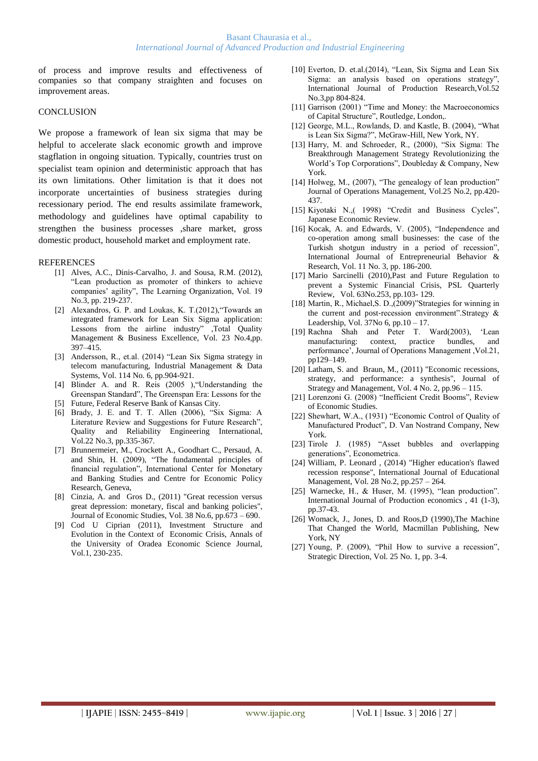of process and improve results and effectiveness of companies so that company straighten and focuses on improvement areas.

## CONCLUSION

We propose a framework of lean six sigma that may be helpful to accelerate slack economic growth and improve stagflation in ongoing situation. Typically, countries trust on specialist team opinion and deterministic approach that has its own limitations. Other limitation is that it does not incorporate uncertainties of business strategies during recessionary period. The end results assimilate framework, methodology and guidelines have optimal capability to strengthen the business processes ,share market, gross domestic product, household market and employment rate.

## REFERENCES

[1] Alves, A.C., Dinis-Carvalho, J. and Sousa, R.M. (2012), "Lean production as promoter of thinkers to achieve companies' agility", The Learning Organization, Vol. 19 No.3, pp. 219-237.

[2] Alexandros, G. P. and Loukas, K. T.(2012),"Towards an integrated framework for Lean Six Sigma application: Lessons from the airline industry" ,Total Quality Management & Business Excellence, Vol. 23 No.4,pp. 397–415.

[3] Andersson, R., et.al. (2014) "Lean Six Sigma strategy in telecom manufacturing, Industrial Management & Data Systems, Vol. 114 No. 6, pp.904-921.

[4] Blinder A. and R. Reis (2005 ),"Understanding the Greenspan Standard", The Greenspan Era: Lessons for the

[5] Future, Federal Reserve Bank of Kansas City.

[6] Brady, J. E. and T. T. Allen (2006), "Six Sigma: A Literature Review and Suggestions for Future Research", Quality and Reliability Engineering International, Vol.22 No.3, pp.335-367.

[7] Brunnermeier, M., Crockett A., Goodhart C., Persaud, A. and Shin, H. (2009), "The fundamental principles of financial regulation", International Center for Monetary and Banking Studies and Centre for Economic Policy Research, Geneva,

[8] Cinzia, A. and Gros D., (2011) "Great recession versus great depression: monetary, fiscal and banking policies", Journal of Economic Studies, Vol. 38 No.6, pp.673 – 690.

[9] Cod U Ciprian (2011), Investment Structure and Evolution in the Context of Economic Crisis, Annals of the University of Oradea Economic Science Journal, Vol.1, 230-235.

[10] Everton, D. et.al.(2014), "Lean, Six Sigma and Lean Six Sigma: an analysis based on operations strategy", International Journal of Production Research,Vol.52 No.3,pp 804-824.

[11] Garrison (2001) "Time and Money: the Macroeconomics of Capital Structure", Routledge, London,.

[12] George, M.L., Rowlands, D. and Kastle, B. (2004), "What is Lean Six Sigma?", McGraw-Hill, New York, NY.

[13] Harry, M. and Schroeder, R., (2000), "Six Sigma: The Breakthrough Management Strategy Revolutionizing the World's Top Corporations", Doubleday & Company, New York.

[14] Holweg, M., (2007), "The genealogy of lean production" Journal of Operations Management, Vol.25 No.2, pp.420-437.

[15] Kiyotaki N.,( 1998) "Credit and Business Cycles", Japanese Economic Review.

[16] Kocak, A. and Edwards, V. (2005), "Independence and co-operation among small businesses: the case of the Turkish shotgun industry in a period of recession", International Journal of Entrepreneurial Behavior & Research, Vol. 11 No. 3, pp. 186-200.

[17] Mario Sarcinelli (2010),Past and Future Regulation to prevent a Systemic Financial Crisis, PSL Quarterly Review, Vol. 63No.253, pp.103- 129.

[18] Martin, R., Michael,S. D.,(2009)"Strategies for winning in the current and post-recession environment".Strategy & Leadership, Vol. 37No 6, pp.10 – 17.

[19] Rachna Shah and Peter T. Ward(2003), 'Lean manufacturing: context, practice bundles, and performance', Journal of Operations Management ,Vol.21, pp129–149.

[20] Latham, S. and Braun, M., (2011) "Economic recessions, strategy, and performance: a synthesis", Journal of Strategy and Management, Vol. 4 No. 2, pp.96 – 115.

[21] Lorenzoni G. (2008) "Inefficient Credit Booms", Review of Economic Studies.

[22] Shewhart, W.A., (1931) "Economic Control of Quality of Manufactured Product", D. Van Nostrand Company, New York.

[23] Tirole J. (1985) "Asset bubbles and overlapping generations", Econometrica.

[24] William, P. Leonard , (2014) "Higher education's flawed recession response", International Journal of Educational Management, Vol. 28 No.2, pp.257 – 264.

[25] Warnecke, H., & Huser, M. (1995), "lean production". International Journal of Production economics , 41 (1-3), pp.37-43.

[26] Womack, J., Jones, D. and Roos,D (1990),The Machine That Changed the World, Macmillan Publishing, New York, NY

[27] Young, P. (2009), "Phil How to survive a recession", Strategic Direction, Vol. 25 No. 1, pp. 3-4.